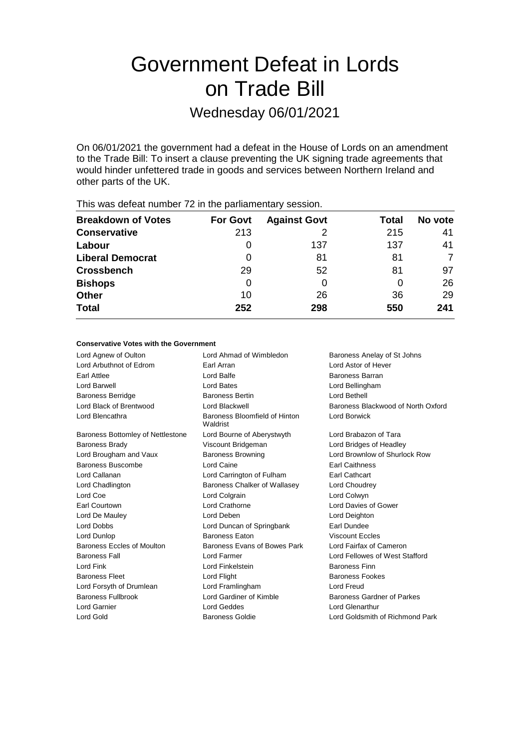# Government Defeat in Lords on Trade Bill

## Wednesday 06/01/2021

On 06/01/2021 the government had a defeat in the House of Lords on an amendment to the Trade Bill: To insert a clause preventing the UK signing trade agreements that would hinder unfettered trade in goods and services between Northern Ireland and other parts of the UK.

This was defeat number 72 in the parliamentary session.

| Breakdown of Votes | For Govt | Against Govt | Total | No vote |
|---|---|---|---|---|
| **Conservative** | 213 | 2 | 215 | 41 |
| **Labour** | 0 | 137 | 137 | 41 |
| **Liberal Democrat** | 0 | 81 | 81 | 7 |
| **Crossbench** | 29 | 52 | 81 | 97 |
| **Bishops** | 0 | 0 | 0 | 26 |
| **Other** | 10 | 26 | 36 | 29 |
| **Total** | **252** | **298** | **550** | **241** |

### Conservative Votes with the Government

| | | |
|---|---|---|
| Lord Agnew of Oulton | Lord Ahmad of Wimbledon | Baroness Anelay of St Johns |
| Lord Arbuthnot of Edrom | Earl Arran | Lord Astor of Hever |
| Earl Attlee | Lord Balfe | Baroness Barran |
| Lord Barwell | Lord Bates | Lord Bellingham |
| Baroness Berridge | Baroness Bertin | Lord Bethell |
| Lord Black of Brentwood | Lord Blackwell | Baroness Blackwood of North Oxford |
| Lord Blencathra | Baroness Bloomfield of Hinton Waldrist | Lord Borwick |
| Baroness Bottomley of Nettlestone | Lord Bourne of Aberystwyth | Lord Brabazon of Tara |
| Baroness Brady | Viscount Bridgeman | Lord Bridges of Headley |
| Lord Brougham and Vaux | Baroness Browning | Lord Brownlow of Shurlock Row |
| Baroness Buscombe | Lord Caine | Earl Caithness |
| Lord Callanan | Lord Carrington of Fulham | Earl Cathcart |
| Lord Chadlington | Baroness Chalker of Wallasey | Lord Choudrey |
| Lord Coe | Lord Colgrain | Lord Colwyn |
| Earl Courtown | Lord Crathorne | Lord Davies of Gower |
| Lord De Mauley | Lord Deben | Lord Deighton |
| Lord Dobbs | Lord Duncan of Springbank | Earl Dundee |
| Lord Dunlop | Baroness Eaton | Viscount Eccles |
| Baroness Eccles of Moulton | Baroness Evans of Bowes Park | Lord Fairfax of Cameron |
| Baroness Fall | Lord Farmer | Lord Fellowes of West Stafford |
| Lord Fink | Lord Finkelstein | Baroness Finn |
| Baroness Fleet | Lord Flight | Baroness Fookes |
| Lord Forsyth of Drumlean | Lord Framlingham | Lord Freud |
| Baroness Fullbrook | Lord Gardiner of Kimble | Baroness Gardner of Parkes |
| Lord Garnier | Lord Geddes | Lord Glenarthur |
| Lord Gold | Baroness Goldie | Lord Goldsmith of Richmond Park |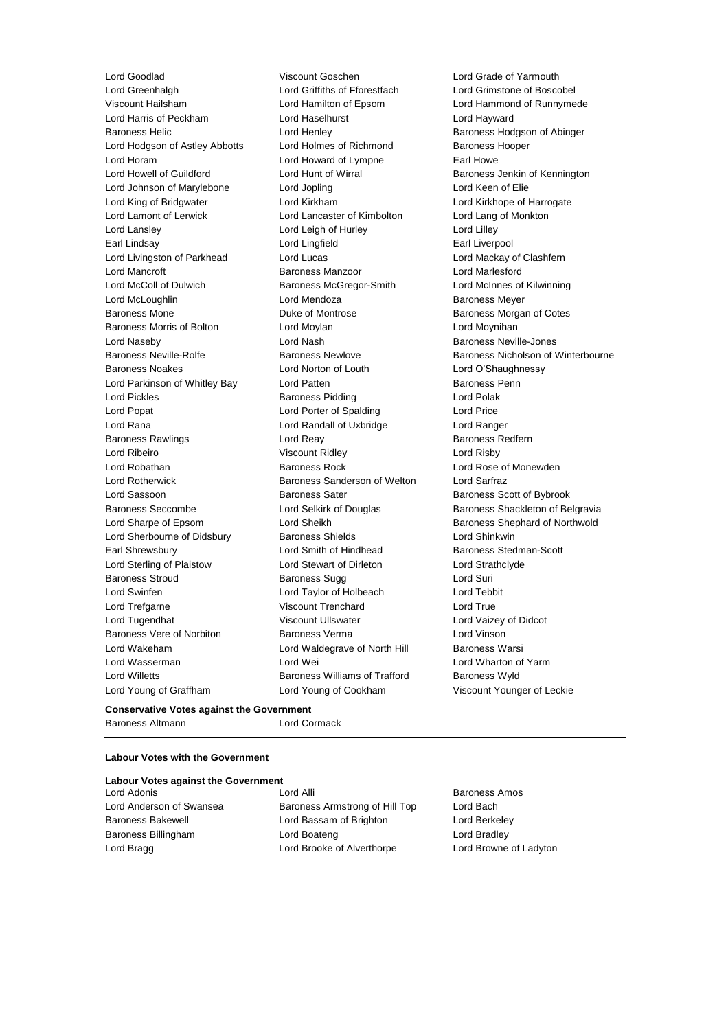Lord Goodlad | Viscount Goschen | Lord Grade of Yarmouth
Lord Greenhalgh | Lord Griffiths of Fforestfach | Lord Grimstone of Boscobel
Viscount Hailsham | Lord Hamilton of Epsom | Lord Hammond of Runnymede
Lord Harris of Peckham | Lord Haselhurst | Lord Hayward
Baroness Helic | Lord Henley | Baroness Hodgson of Abinger
Lord Hodgson of Astley Abbotts | Lord Holmes of Richmond | Baroness Hooper
Lord Horam | Lord Howard of Lympne | Earl Howe
Lord Howell of Guildford | Lord Hunt of Wirral | Baroness Jenkin of Kennington
Lord Johnson of Marylebone | Lord Jopling | Lord Keen of Elie
Lord King of Bridgwater | Lord Kirkham | Lord Kirkhope of Harrogate
Lord Lamont of Lerwick | Lord Lancaster of Kimbolton | Lord Lang of Monkton
Lord Lansley | Lord Leigh of Hurley | Lord Lilley
Earl Lindsay | Lord Lingfield | Earl Liverpool
Lord Livingston of Parkhead | Lord Lucas | Lord Mackay of Clashfern
Lord Mancroft | Baroness Manzoor | Lord Marlesford
Lord McColl of Dulwich | Baroness McGregor-Smith | Lord McInnes of Kilwinning
Lord McLoughlin | Lord Mendoza | Baroness Meyer
Baroness Mone | Duke of Montrose | Baroness Morgan of Cotes
Baroness Morris of Bolton | Lord Moylan | Lord Moynihan
Lord Naseby | Lord Nash | Baroness Neville-Jones
Baroness Neville-Rolfe | Baroness Newlove | Baroness Nicholson of Winterbourne
Baroness Noakes | Lord Norton of Louth | Lord O'Shaughnessy
Lord Parkinson of Whitley Bay | Lord Patten | Baroness Penn
Lord Pickles | Baroness Pidding | Lord Polak
Lord Popat | Lord Porter of Spalding | Lord Price
Lord Rana | Lord Randall of Uxbridge | Lord Ranger
Baroness Rawlings | Lord Reay | Baroness Redfern
Lord Ribeiro | Viscount Ridley | Lord Risby
Lord Robathan | Baroness Rock | Lord Rose of Monewden
Lord Rotherwick | Baroness Sanderson of Welton | Lord Sarfraz
Lord Sassoon | Baroness Sater | Baroness Scott of Bybrook
Baroness Seccombe | Lord Selkirk of Douglas | Baroness Shackleton of Belgravia
Lord Sharpe of Epsom | Lord Sheikh | Baroness Shephard of Northwold
Lord Sherbourne of Didsbury | Baroness Shields | Lord Shinkwin
Earl Shrewsbury | Lord Smith of Hindhead | Baroness Stedman-Scott
Lord Sterling of Plaistow | Lord Stewart of Dirleton | Lord Strathclyde
Baroness Stroud | Baroness Sugg | Lord Suri
Lord Swinfen | Lord Taylor of Holbeach | Lord Tebbit
Lord Trefgarne | Viscount Trenchard | Lord True
Lord Tugendhat | Viscount Ullswater | Lord Vaizey of Didcot
Baroness Vere of Norbiton | Baroness Verma | Lord Vinson
Lord Wakeham | Lord Waldegrave of North Hill | Baroness Warsi
Lord Wasserman | Lord Wei | Lord Wharton of Yarm
Lord Willetts | Baroness Williams of Trafford | Baroness Wyld
Lord Young of Graffham | Lord Young of Cookham | Viscount Younger of Leckie

**Conservative Votes against the Government**

Baroness Altmann | Lord Cormack

---

**Labour Votes with the Government**

**Labour Votes against the Government**

Lord Adonis | Lord Alli | Baroness Amos
Lord Anderson of Swansea | Baroness Armstrong of Hill Top | Lord Bach
Baroness Bakewell | Lord Bassam of Brighton | Lord Berkeley
Baroness Billingham | Lord Boateng | Lord Bradley
Lord Bragg | Lord Brooke of Alverthorpe | Lord Browne of Ladyton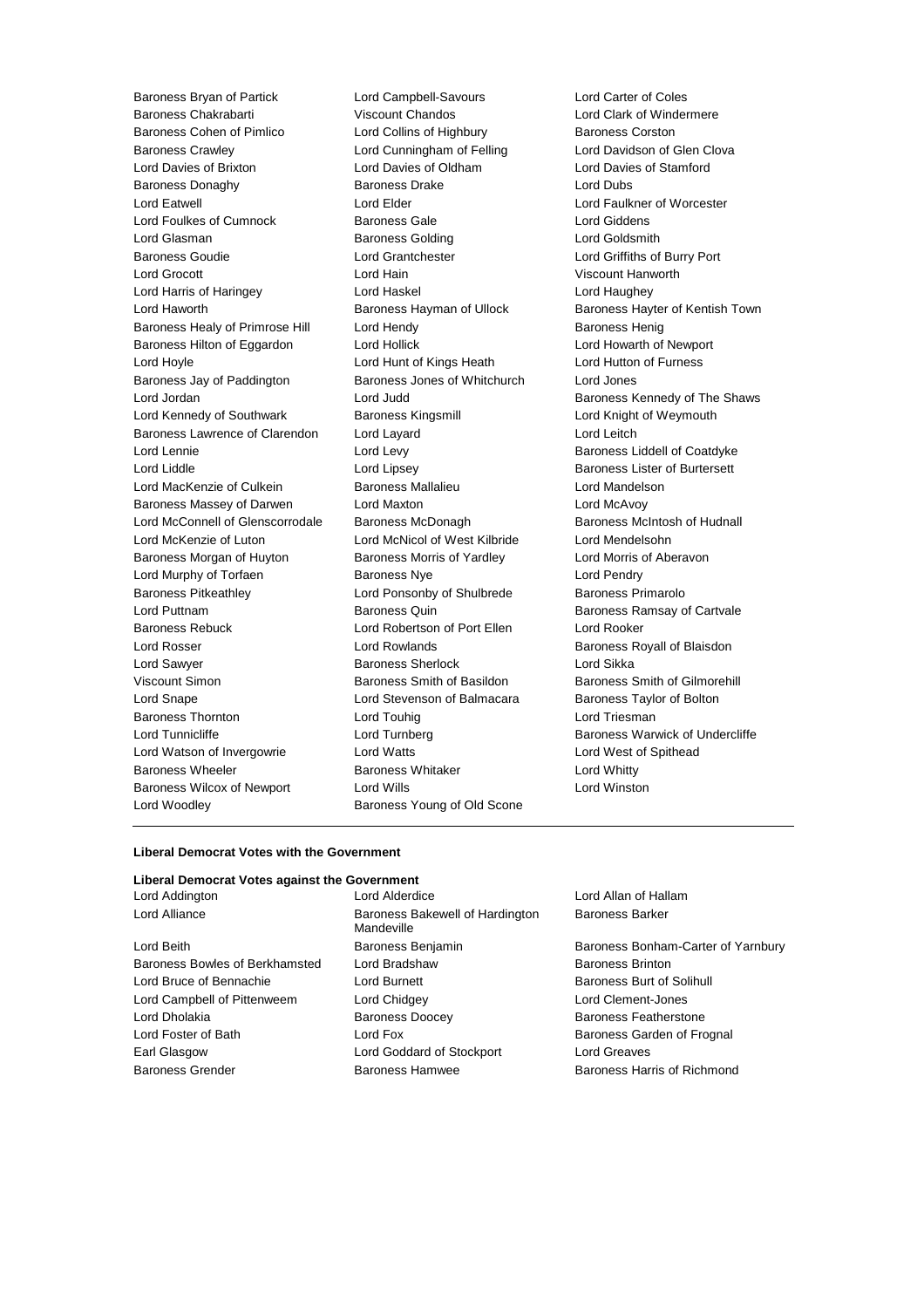Baroness Bryan of Partick
Lord Campbell-Savours
Lord Carter of Coles
Baroness Chakrabarti
Viscount Chandos
Lord Clark of Windermere
Baroness Cohen of Pimlico
Lord Collins of Highbury
Baroness Corston
Baroness Crawley
Lord Cunningham of Felling
Lord Davidson of Glen Clova
Lord Davies of Brixton
Lord Davies of Oldham
Lord Davies of Stamford
Baroness Donaghy
Baroness Drake
Lord Dubs
Lord Eatwell
Lord Elder
Lord Faulkner of Worcester
Lord Foulkes of Cumnock
Baroness Gale
Lord Giddens
Lord Glasman
Baroness Golding
Lord Goldsmith
Baroness Goudie
Lord Grantchester
Lord Griffiths of Burry Port
Lord Grocott
Lord Hain
Viscount Hanworth
Lord Harris of Haringey
Lord Haskel
Lord Haughey
Lord Haworth
Baroness Hayman of Ullock
Baroness Hayter of Kentish Town
Baroness Healy of Primrose Hill
Lord Hendy
Baroness Henig
Baroness Hilton of Eggardon
Lord Hollick
Lord Howarth of Newport
Lord Hoyle
Lord Hunt of Kings Heath
Lord Hutton of Furness
Baroness Jay of Paddington
Baroness Jones of Whitchurch
Lord Jones
Lord Jordan
Lord Judd
Baroness Kennedy of The Shaws
Lord Kennedy of Southwark
Baroness Kingsmill
Lord Knight of Weymouth
Baroness Lawrence of Clarendon
Lord Layard
Lord Leitch
Lord Lennie
Lord Levy
Baroness Liddell of Coatdyke
Lord Liddle
Lord Lipsey
Baroness Lister of Burtersett
Lord MacKenzie of Culkein
Baroness Mallalieu
Lord Mandelson
Baroness Massey of Darwen
Lord Maxton
Lord McAvoy
Lord McConnell of Glenscorrodale
Baroness McDonagh
Baroness McIntosh of Hudnall
Lord McKenzie of Luton
Lord McNicol of West Kilbride
Lord Mendelsohn
Baroness Morgan of Huyton
Baroness Morris of Yardley
Lord Morris of Aberavon
Lord Murphy of Torfaen
Baroness Nye
Lord Pendry
Baroness Pitkeathley
Lord Ponsonby of Shulbrede
Baroness Primarolo
Lord Puttnam
Baroness Quin
Baroness Ramsay of Cartvale
Baroness Rebuck
Lord Robertson of Port Ellen
Lord Rooker
Lord Rosser
Lord Rowlands
Baroness Royall of Blaisdon
Lord Sawyer
Baroness Sherlock
Lord Sikka
Viscount Simon
Baroness Smith of Basildon
Baroness Smith of Gilmorehill
Lord Snape
Lord Stevenson of Balmacara
Baroness Taylor of Bolton
Baroness Thornton
Lord Touhig
Lord Triesman
Lord Tunnicliffe
Lord Turnberg
Baroness Warwick of Undercliffe
Lord Watson of Invergowrie
Lord Watts
Lord West of Spithead
Baroness Wheeler
Baroness Whitaker
Lord Whitty
Baroness Wilcox of Newport
Lord Wills
Lord Winston
Lord Woodley
Baroness Young of Old Scone

---

**Liberal Democrat Votes with the Government**

**Liberal Democrat Votes against the Government**

Lord Addington
Lord Alderdice
Lord Allan of Hallam
Lord Alliance
Baroness Bakewell of Hardington Mandeville
Baroness Barker
Lord Beith
Baroness Benjamin
Baroness Bonham-Carter of Yarnbury
Baroness Bowles of Berkhamsted
Lord Bradshaw
Baroness Brinton
Lord Bruce of Bennachie
Lord Burnett
Baroness Burt of Solihull
Lord Campbell of Pittenweem
Lord Chidgey
Lord Clement-Jones
Lord Dholakia
Baroness Doocey
Baroness Featherstone
Lord Foster of Bath
Lord Fox
Baroness Garden of Frognal
Earl Glasgow
Lord Goddard of Stockport
Lord Greaves
Baroness Grender
Baroness Hamwee
Baroness Harris of Richmond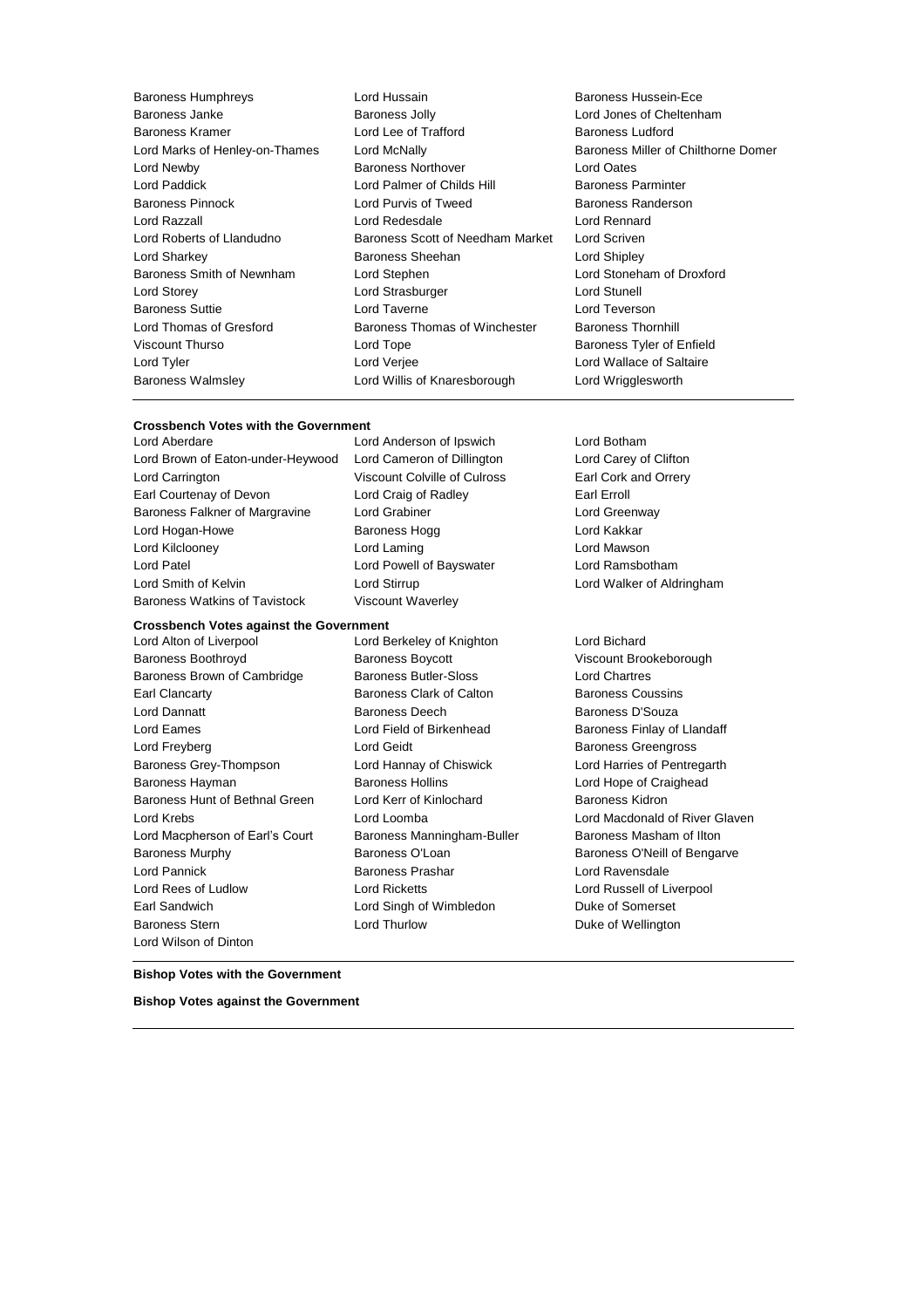Baroness Humphreys Lord Hussain Baroness Hussein-Ece
Baroness Janke Baroness Jolly Lord Jones of Cheltenham
Baroness Kramer Lord Lee of Trafford Baroness Ludford
Lord Marks of Henley-on-Thames Lord McNally Baroness Miller of Chilthorne Domer
Lord Newby Baroness Northover Lord Oates
Lord Paddick Lord Palmer of Childs Hill Baroness Parminter
Baroness Pinnock Lord Purvis of Tweed Baroness Randerson
Lord Razzall Lord Redesdale Lord Rennard
Lord Roberts of Llandudno Baroness Scott of Needham Market Lord Scriven
Lord Sharkey Baroness Sheehan Lord Shipley
Baroness Smith of Newnham Lord Stephen Lord Stoneham of Droxford
Lord Storey Lord Strasburger Lord Stunell
Baroness Suttie Lord Taverne Lord Teverson
Lord Thomas of Gresford Baroness Thomas of Winchester Baroness Thornhill
Viscount Thurso Lord Tope Baroness Tyler of Enfield
Lord Tyler Lord Verjee Lord Wallace of Saltaire
Baroness Walmsley Lord Willis of Knaresborough Lord Wrigglesworth

---

**Crossbench Votes with the Government**

Lord Aberdare Lord Anderson of Ipswich Lord Botham
Lord Brown of Eaton-under-Heywood Lord Cameron of Dillington Lord Carey of Clifton
Lord Carrington Viscount Colville of Culross Earl Cork and Orrery
Earl Courtenay of Devon Lord Craig of Radley Earl Erroll
Baroness Falkner of Margravine Lord Grabiner Lord Greenway
Lord Hogan-Howe Baroness Hogg Lord Kakkar
Lord Kilclooney Lord Laming Lord Mawson
Lord Patel Lord Powell of Bayswater Lord Ramsbotham
Lord Smith of Kelvin Lord Stirrup Lord Walker of Aldringham
Baroness Watkins of Tavistock Viscount Waverley

**Crossbench Votes against the Government**

Lord Alton of Liverpool Lord Berkeley of Knighton Lord Bichard
Baroness Boothroyd Baroness Boycott Viscount Brookeborough
Baroness Brown of Cambridge Baroness Butler-Sloss Lord Chartres
Earl Clancarty Baroness Clark of Calton Baroness Coussins
Lord Dannatt Baroness Deech Baroness D'Souza
Lord Eames Lord Field of Birkenhead Baroness Finlay of Llandaff
Lord Freyberg Lord Geidt Baroness Greengross
Baroness Grey-Thompson Lord Hannay of Chiswick Lord Harries of Pentregarth
Baroness Hayman Baroness Hollins Lord Hope of Craighead
Baroness Hunt of Bethnal Green Lord Kerr of Kinlochard Baroness Kidron
Lord Krebs Lord Loomba Lord Macdonald of River Glaven
Lord Macpherson of Earl's Court Baroness Manningham-Buller Baroness Masham of Ilton
Baroness Murphy Baroness O'Loan Baroness O'Neill of Bengarve
Lord Pannick Baroness Prashar Lord Ravensdale
Lord Rees of Ludlow Lord Ricketts Lord Russell of Liverpool
Earl Sandwich Lord Singh of Wimbledon Duke of Somerset
Baroness Stern Lord Thurlow Duke of Wellington
Lord Wilson of Dinton

---

**Bishop Votes with the Government**

**Bishop Votes against the Government**

---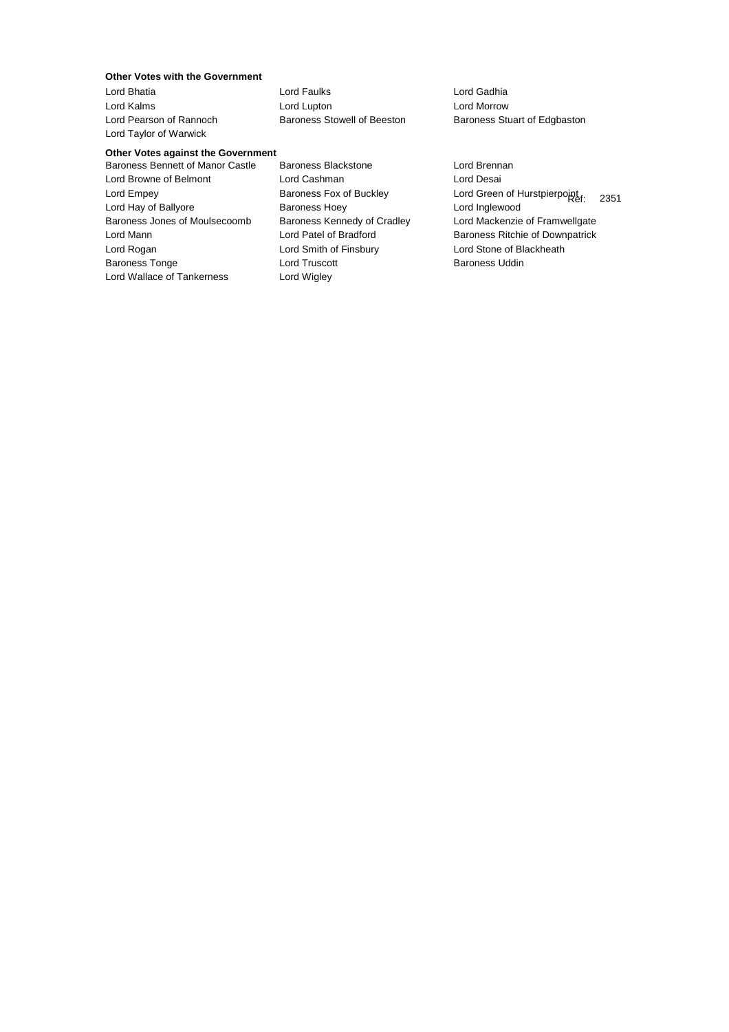**Other Votes with the Government**

Lord Bhatia
Lord Faulks
Lord Gadhia
Lord Kalms
Lord Lupton
Lord Morrow
Lord Pearson of Rannoch
Baroness Stowell of Beeston
Baroness Stuart of Edgbaston
Lord Taylor of Warwick

**Other Votes against the Government**

Baroness Bennett of Manor Castle
Baroness Blackstone
Lord Brennan
Lord Browne of Belmont
Lord Cashman
Lord Desai
Lord Empey
Baroness Fox of Buckley
Lord Green of Hurstpierpoint
Lord Hay of Ballyore
Baroness Hoey
Lord Inglewood
Baroness Jones of Moulsecoomb
Baroness Kennedy of Cradley
Lord Mackenzie of Framwellgate
Lord Mann
Lord Patel of Bradford
Baroness Ritchie of Downpatrick
Lord Rogan
Lord Smith of Finsbury
Lord Stone of Blackheath
Baroness Tonge
Lord Truscott
Baroness Uddin
Lord Wallace of Tankerness
Lord Wigley

Ref: 2351